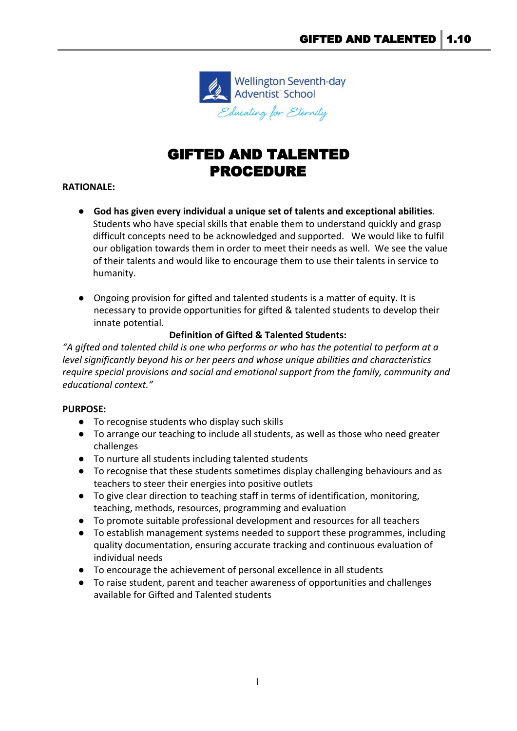Wellington Seventh-day Adventist School

*Educating for Eternity*

# GIFTED AND TALENTED PROCEDURE

**RATIONALE:**

- **God has given every individual a unique set of talents and exceptional abilities**. Students who have special skills that enable them to understand quickly and grasp difficult concepts need to be acknowledged and supported. We would like to fulfil our obligation towards them in order to meet their needs as well. We see the value of their talents and would like to encourage them to use their talents in service to humanity.

- Ongoing provision for gifted and talented students is a matter of equity. It is necessary to provide opportunities for gifted & talented students to develop their innate potential.

**Definition of Gifted & Talented Students:**

*"A gifted and talented child is one who performs or who has the potential to perform at a level significantly beyond his or her peers and whose unique abilities and characteristics require special provisions and social and emotional support from the family, community and educational context."*

**PURPOSE:**

- To recognise students who display such skills
- To arrange our teaching to include all students, as well as those who need greater challenges
- To nurture all students including talented students
- To recognise that these students sometimes display challenging behaviours and as teachers to steer their energies into positive outlets
- To give clear direction to teaching staff in terms of identification, monitoring, teaching, methods, resources, programming and evaluation
- To promote suitable professional development and resources for all teachers
- To establish management systems needed to support these programmes, including quality documentation, ensuring accurate tracking and continuous evaluation of individual needs
- To encourage the achievement of personal excellence in all students
- To raise student, parent and teacher awareness of opportunities and challenges available for Gifted and Talented students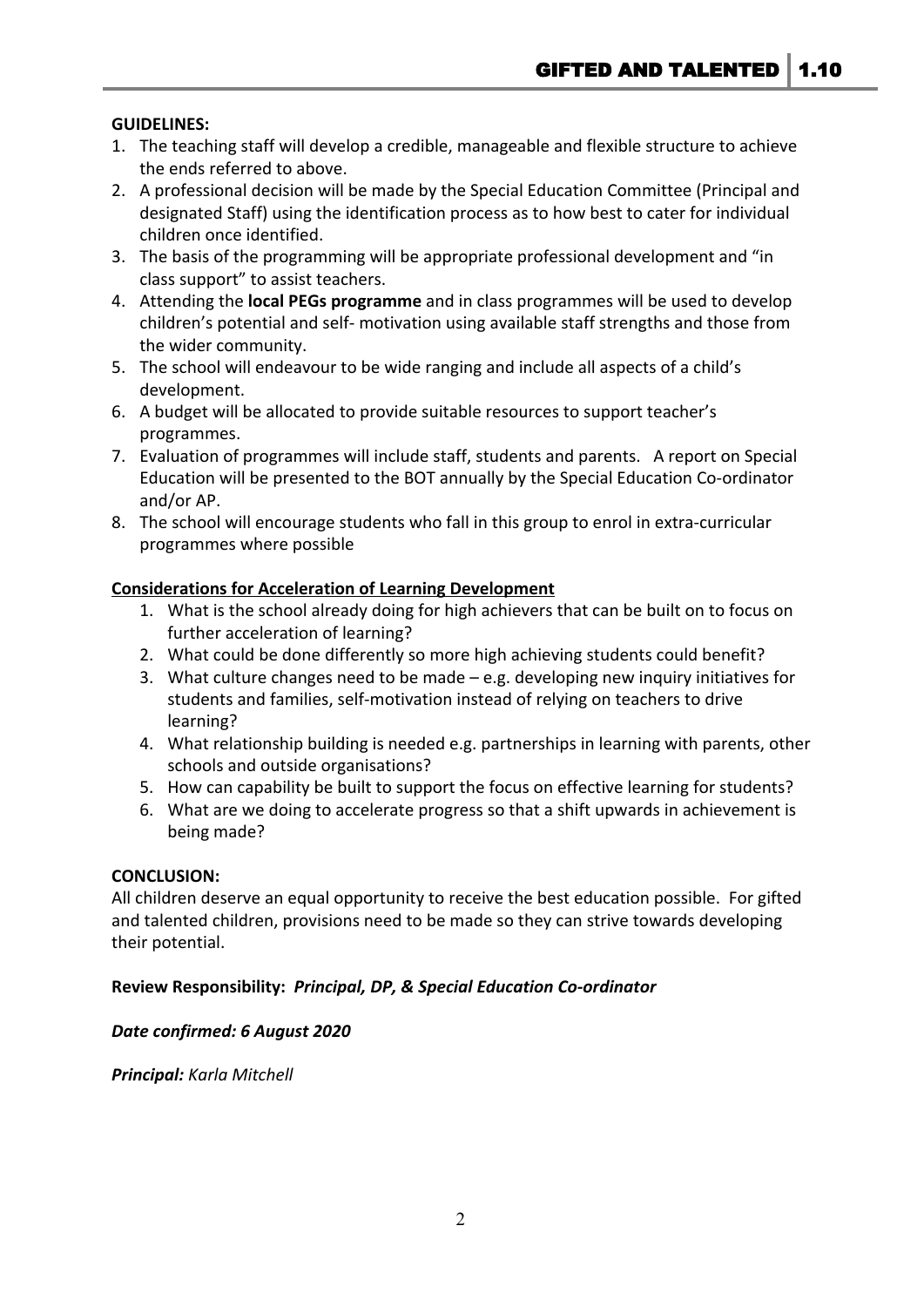**GUIDELINES:**

1. The teaching staff will develop a credible, manageable and flexible structure to achieve the ends referred to above.
2. A professional decision will be made by the Special Education Committee (Principal and designated Staff) using the identification process as to how best to cater for individual children once identified.
3. The basis of the programming will be appropriate professional development and "in class support" to assist teachers.
4. Attending the **local PEGs programme** and in class programmes will be used to develop children's potential and self- motivation using available staff strengths and those from the wider community.
5. The school will endeavour to be wide ranging and include all aspects of a child's development.
6. A budget will be allocated to provide suitable resources to support teacher's programmes.
7. Evaluation of programmes will include staff, students and parents. A report on Special Education will be presented to the BOT annually by the Special Education Co-ordinator and/or AP.
8. The school will encourage students who fall in this group to enrol in extra-curricular programmes where possible

**Considerations for Acceleration of Learning Development**

1. What is the school already doing for high achievers that can be built on to focus on further acceleration of learning?
2. What could be done differently so more high achieving students could benefit?
3. What culture changes need to be made – e.g. developing new inquiry initiatives for students and families, self-motivation instead of relying on teachers to drive learning?
4. What relationship building is needed e.g. partnerships in learning with parents, other schools and outside organisations?
5. How can capability be built to support the focus on effective learning for students?
6. What are we doing to accelerate progress so that a shift upwards in achievement is being made?

**CONCLUSION:**

All children deserve an equal opportunity to receive the best education possible. For gifted and talented children, provisions need to be made so they can strive towards developing their potential.

**Review Responsibility:** ***Principal, DP, & Special Education Co-ordinator***

***Date confirmed: 6 August 2020***

***Principal:*** *Karla Mitchell*